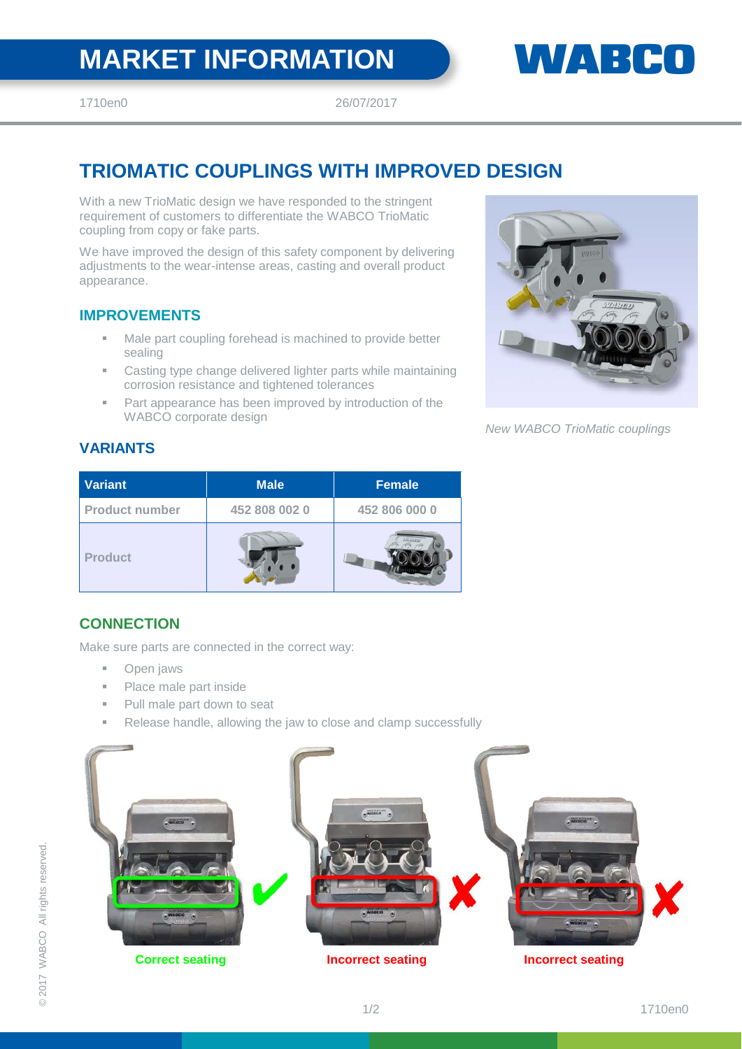# MARKET INFORMATION

WABCO

1710en0 26/07/2017

## TRIOMATIC COUPLINGS WITH IMPROVED DESIGN

With a new TrioMatic design we have responded to the stringent requirement of customers to differentiate the WABCO TrioMatic coupling from copy or fake parts.

We have improved the design of this safety component by delivering adjustments to the wear-intense areas, casting and overall product appearance.

### IMPROVEMENTS

- Male part coupling forehead is machined to provide better sealing
- Casting type change delivered lighter parts while maintaining corrosion resistance and tightened tolerances
- Part appearance has been improved by introduction of the WABCO corporate design

*New WABCO TrioMatic couplings*

### VARIANTS

| Variant | Male | Female |
|---|---|---|
| Product number | 452 808 002 0 | 452 806 000 0 |
| Product | | |

### CONNECTION

Make sure parts are connected in the correct way:

- Open jaws
- Place male part inside
- Pull male part down to seat
- Release handle, allowing the jaw to close and clamp successfully

Correct seating | Incorrect seating | Incorrect seating

© 2017 WABCO All rights reserved.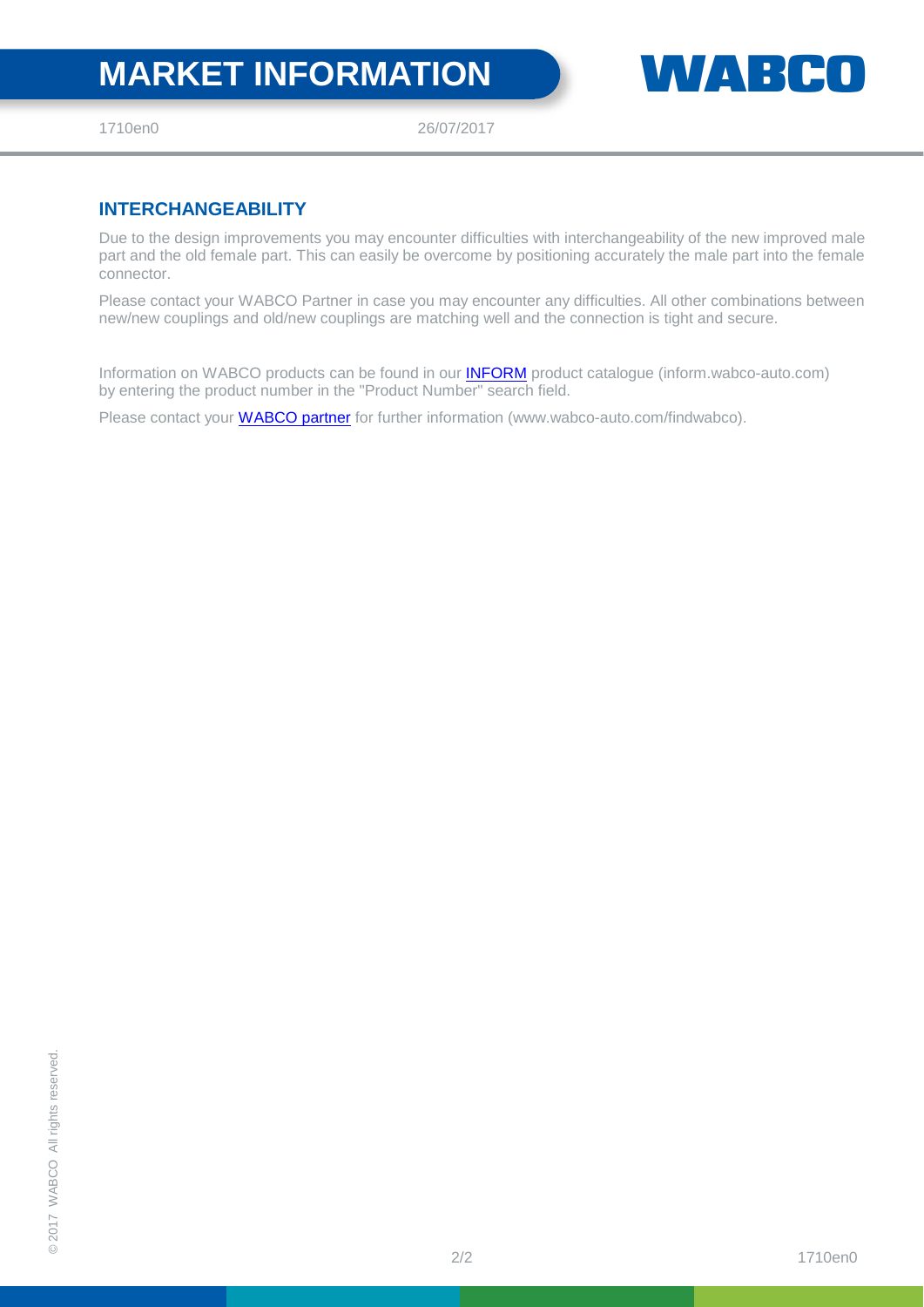## INTERCHANGEABILITY

Due to the design improvements you may encounter difficulties with interchangeability of the new improved male part and the old female part. This can easily be overcome by positioning accurately the male part into the female connector.

Please contact your WABCO Partner in case you may encounter any difficulties. All other combinations between new/new couplings and old/new couplings are matching well and the connection is tight and secure.

Information on WABCO products can be found in our INFORM product catalogue (inform.wabco-auto.com) by entering the product number in the "Product Number" search field.

Please contact your WABCO partner for further information (www.wabco-auto.com/findwabco).